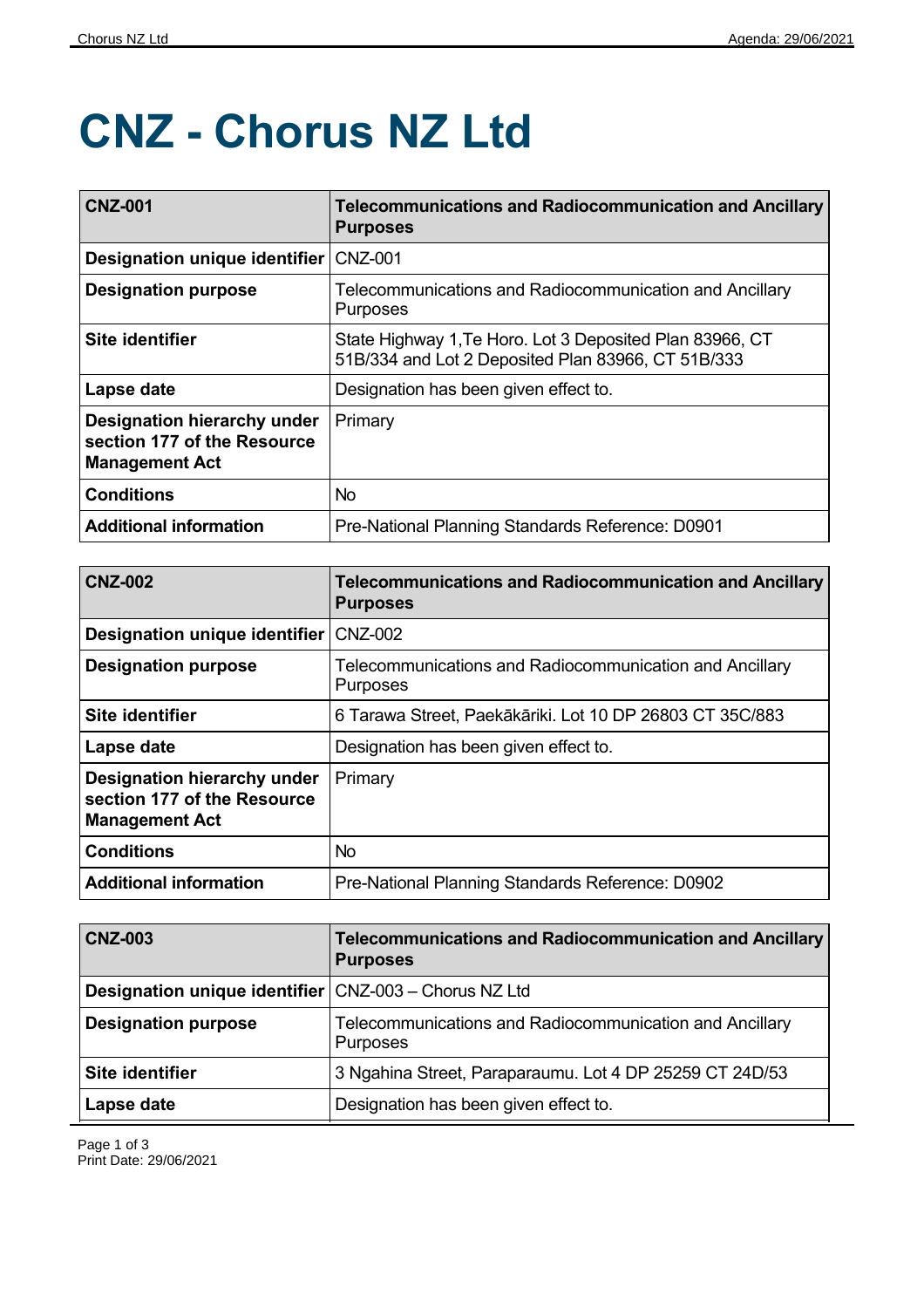# CNZ - Chorus NZ Ltd

| CNZ-001 | Telecommunications and Radiocommunication and Ancillary Purposes |
|---|---|
| **Designation unique identifier** | CNZ-001 |
| **Designation purpose** | Telecommunications and Radiocommunication and Ancillary Purposes |
| **Site identifier** | State Highway 1,Te Horo. Lot 3 Deposited Plan 83966, CT 51B/334 and Lot 2 Deposited Plan 83966, CT 51B/333 |
| **Lapse date** | Designation has been given effect to. |
| **Designation hierarchy under section 177 of the Resource Management Act** | Primary |
| **Conditions** | No |
| **Additional information** | Pre-National Planning Standards Reference: D0901 |

| CNZ-002 | Telecommunications and Radiocommunication and Ancillary Purposes |
|---|---|
| **Designation unique identifier** | CNZ-002 |
| **Designation purpose** | Telecommunications and Radiocommunication and Ancillary Purposes |
| **Site identifier** | 6 Tarawa Street, Paekākāriki. Lot 10 DP 26803 CT 35C/883 |
| **Lapse date** | Designation has been given effect to. |
| **Designation hierarchy under section 177 of the Resource Management Act** | Primary |
| **Conditions** | No |
| **Additional information** | Pre-National Planning Standards Reference: D0902 |

| CNZ-003 | Telecommunications and Radiocommunication and Ancillary Purposes |
|---|---|
| **Designation unique identifier** | CNZ-003 – Chorus NZ Ltd |
| **Designation purpose** | Telecommunications and Radiocommunication and Ancillary Purposes |
| **Site identifier** | 3 Ngahina Street, Paraparaumu. Lot 4 DP 25259 CT 24D/53 |
| **Lapse date** | Designation has been given effect to. |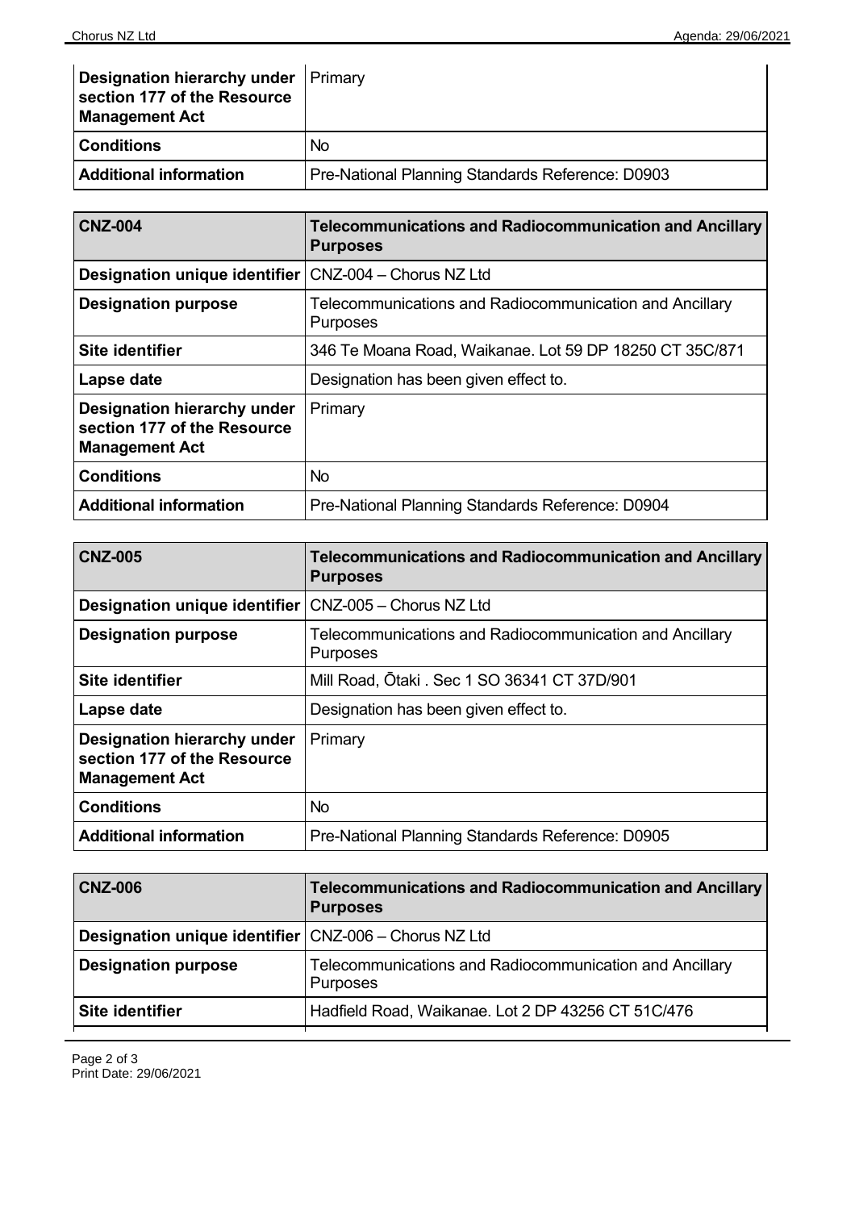| Designation hierarchy under section 177 of the Resource Management Act | Primary |
|---|---|
| **Conditions** | No |
| **Additional information** | Pre-National Planning Standards Reference: D0903 |

| CNZ-004 | Telecommunications and Radiocommunication and Ancillary Purposes |
|---|---|
| **Designation unique identifier** | CNZ-004 – Chorus NZ Ltd |
| **Designation purpose** | Telecommunications and Radiocommunication and Ancillary Purposes |
| **Site identifier** | 346 Te Moana Road, Waikanae. Lot 59 DP 18250 CT 35C/871 |
| **Lapse date** | Designation has been given effect to. |
| **Designation hierarchy under section 177 of the Resource Management Act** | Primary |
| **Conditions** | No |
| **Additional information** | Pre-National Planning Standards Reference: D0904 |

| CNZ-005 | Telecommunications and Radiocommunication and Ancillary Purposes |
|---|---|
| **Designation unique identifier** | CNZ-005 – Chorus NZ Ltd |
| **Designation purpose** | Telecommunications and Radiocommunication and Ancillary Purposes |
| **Site identifier** | Mill Road, Ōtaki . Sec 1 SO 36341 CT 37D/901 |
| **Lapse date** | Designation has been given effect to. |
| **Designation hierarchy under section 177 of the Resource Management Act** | Primary |
| **Conditions** | No |
| **Additional information** | Pre-National Planning Standards Reference: D0905 |

| CNZ-006 | Telecommunications and Radiocommunication and Ancillary Purposes |
|---|---|
| **Designation unique identifier** | CNZ-006 – Chorus NZ Ltd |
| **Designation purpose** | Telecommunications and Radiocommunication and Ancillary Purposes |
| **Site identifier** | Hadfield Road, Waikanae. Lot 2 DP 43256 CT 51C/476 |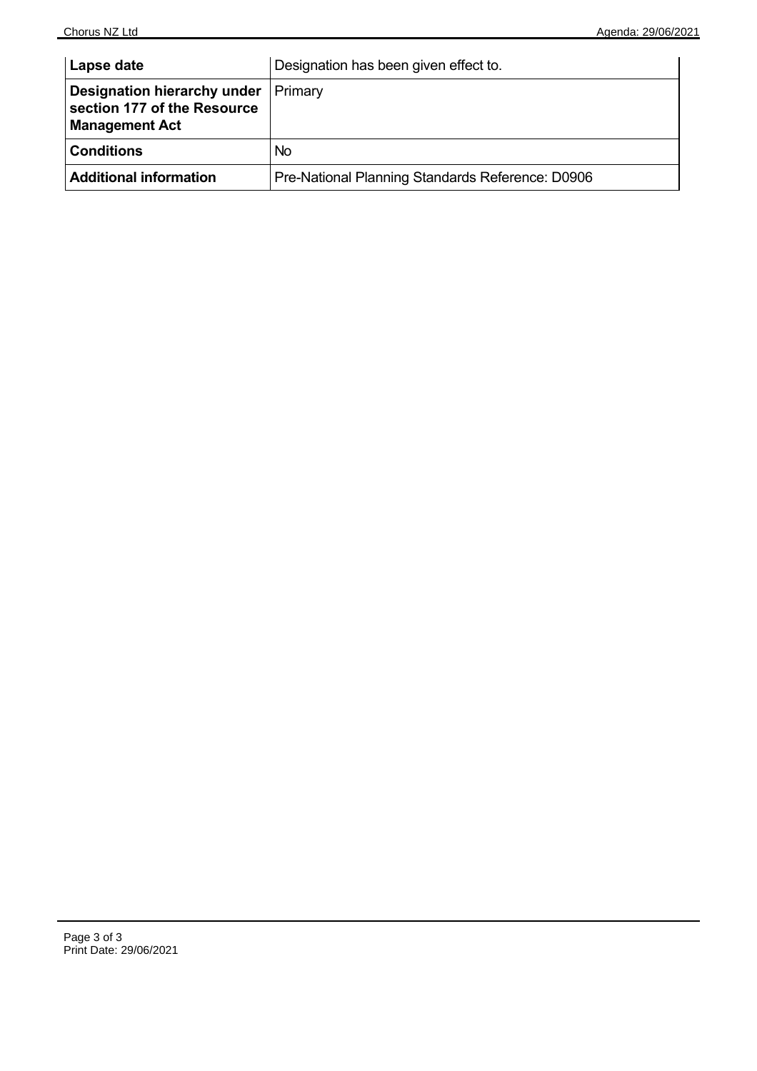| | |
|---|---|
| **Lapse date** | Designation has been given effect to. |
| **Designation hierarchy under section 177 of the Resource Management Act** | Primary |
| **Conditions** | No |
| **Additional information** | Pre-National Planning Standards Reference: D0906 |